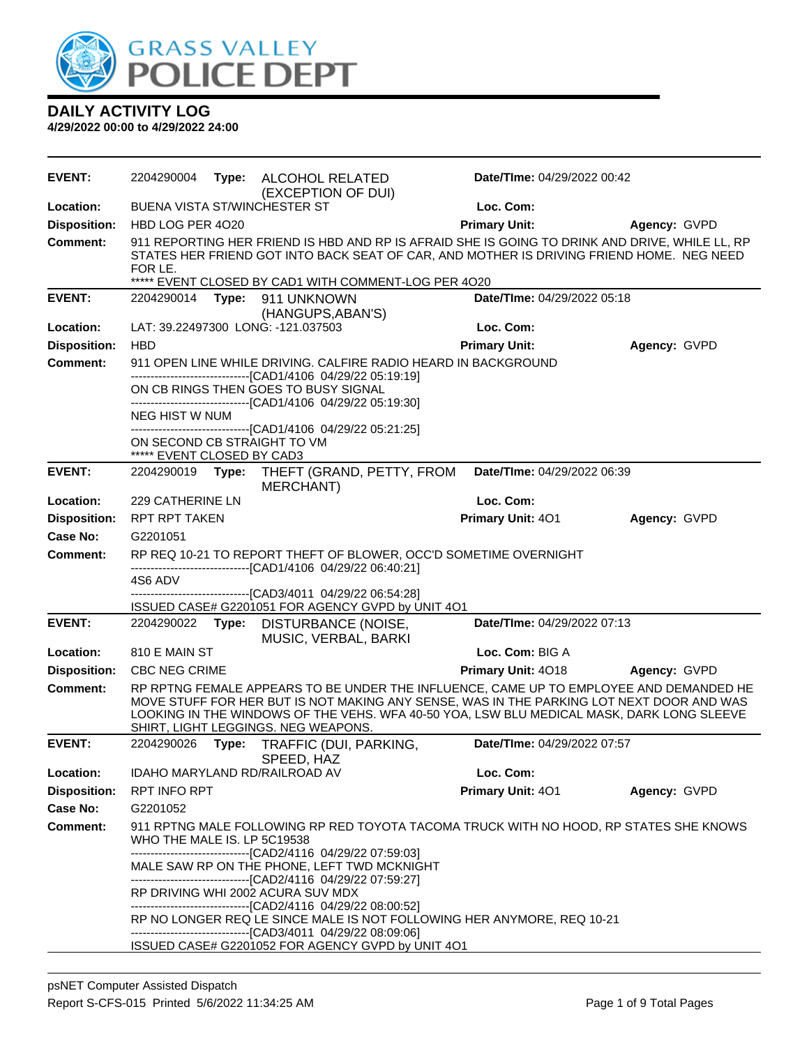# GRASS VALLEY POLICE DEPT

## DAILY ACTIVITY LOG

**4/29/2022 00:00 to 4/29/2022 24:00**

---

**EVENT:** 2204290004 **Type:** ALCOHOL RELATED (EXCEPTION OF DUI) **Date/TIme:** 04/29/2022 00:42
**Location:** BUENA VISTA ST/WINCHESTER ST **Loc. Com:**
**Disposition:** HBD LOG PER 4O20 **Primary Unit:** **Agency:** GVPD
**Comment:** 911 REPORTING HER FRIEND IS HBD AND RP IS AFRAID SHE IS GOING TO DRINK AND DRIVE, WHILE LL, RP STATES HER FRIEND GOT INTO BACK SEAT OF CAR, AND MOTHER IS DRIVING FRIEND HOME. NEG NEED FOR LE.
***** EVENT CLOSED BY CAD1 WITH COMMENT-LOG PER 4O20

---

**EVENT:** 2204290014 **Type:** 911 UNKNOWN (HANGUPS,ABAN'S) **Date/TIme:** 04/29/2022 05:18
**Location:** LAT: 39.22497300 LONG: -121.037503 **Loc. Com:**
**Disposition:** HBD **Primary Unit:** **Agency:** GVPD
**Comment:** 911 OPEN LINE WHILE DRIVING. CALFIRE RADIO HEARD IN BACKGROUND
------------------------------[CAD1/4106 04/29/22 05:19:19]
ON CB RINGS THEN GOES TO BUSY SIGNAL
------------------------------[CAD1/4106 04/29/22 05:19:30]
NEG HIST W NUM
------------------------------[CAD1/4106 04/29/22 05:21:25]
ON SECOND CB STRAIGHT TO VM
***** EVENT CLOSED BY CAD3

---

**EVENT:** 2204290019 **Type:** THEFT (GRAND, PETTY, FROM MERCHANT) **Date/TIme:** 04/29/2022 06:39
**Location:** 229 CATHERINE LN **Loc. Com:**
**Disposition:** RPT RPT TAKEN **Primary Unit:** 4O1 **Agency:** GVPD
**Case No:** G2201051
**Comment:** RP REQ 10-21 TO REPORT THEFT OF BLOWER, OCC'D SOMETIME OVERNIGHT
------------------------------[CAD1/4106 04/29/22 06:40:21]
4S6 ADV
------------------------------[CAD3/4011 04/29/22 06:54:28]
ISSUED CASE# G2201051 FOR AGENCY GVPD by UNIT 4O1

---

**EVENT:** 2204290022 **Type:** DISTURBANCE (NOISE, MUSIC, VERBAL, BARKI **Date/TIme:** 04/29/2022 07:13
**Location:** 810 E MAIN ST **Loc. Com:** BIG A
**Disposition:** CBC NEG CRIME **Primary Unit:** 4O18 **Agency:** GVPD
**Comment:** RP RPTNG FEMALE APPEARS TO BE UNDER THE INFLUENCE, CAME UP TO EMPLOYEE AND DEMANDED HE MOVE STUFF FOR HER BUT IS NOT MAKING ANY SENSE, WAS IN THE PARKING LOT NEXT DOOR AND WAS LOOKING IN THE WINDOWS OF THE VEHS. WFA 40-50 YOA, LSW BLU MEDICAL MASK, DARK LONG SLEEVE SHIRT, LIGHT LEGGINGS. NEG WEAPONS.

---

**EVENT:** 2204290026 **Type:** TRAFFIC (DUI, PARKING, SPEED, HAZ **Date/TIme:** 04/29/2022 07:57
**Location:** IDAHO MARYLAND RD/RAILROAD AV **Loc. Com:**
**Disposition:** RPT INFO RPT **Primary Unit:** 4O1 **Agency:** GVPD
**Case No:** G2201052
**Comment:** 911 RPTNG MALE FOLLOWING RP RED TOYOTA TACOMA TRUCK WITH NO HOOD, RP STATES SHE KNOWS WHO THE MALE IS. LP 5C19538
------------------------------[CAD2/4116 04/29/22 07:59:03]
MALE SAW RP ON THE PHONE, LEFT TWD MCKNIGHT
------------------------------[CAD2/4116 04/29/22 07:59:27]
RP DRIVING WHI 2002 ACURA SUV MDX
------------------------------[CAD2/4116 04/29/22 08:00:52]
RP NO LONGER REQ LE SINCE MALE IS NOT FOLLOWING HER ANYMORE, REQ 10-21
------------------------------[CAD3/4011 04/29/22 08:09:06]
ISSUED CASE# G2201052 FOR AGENCY GVPD by UNIT 4O1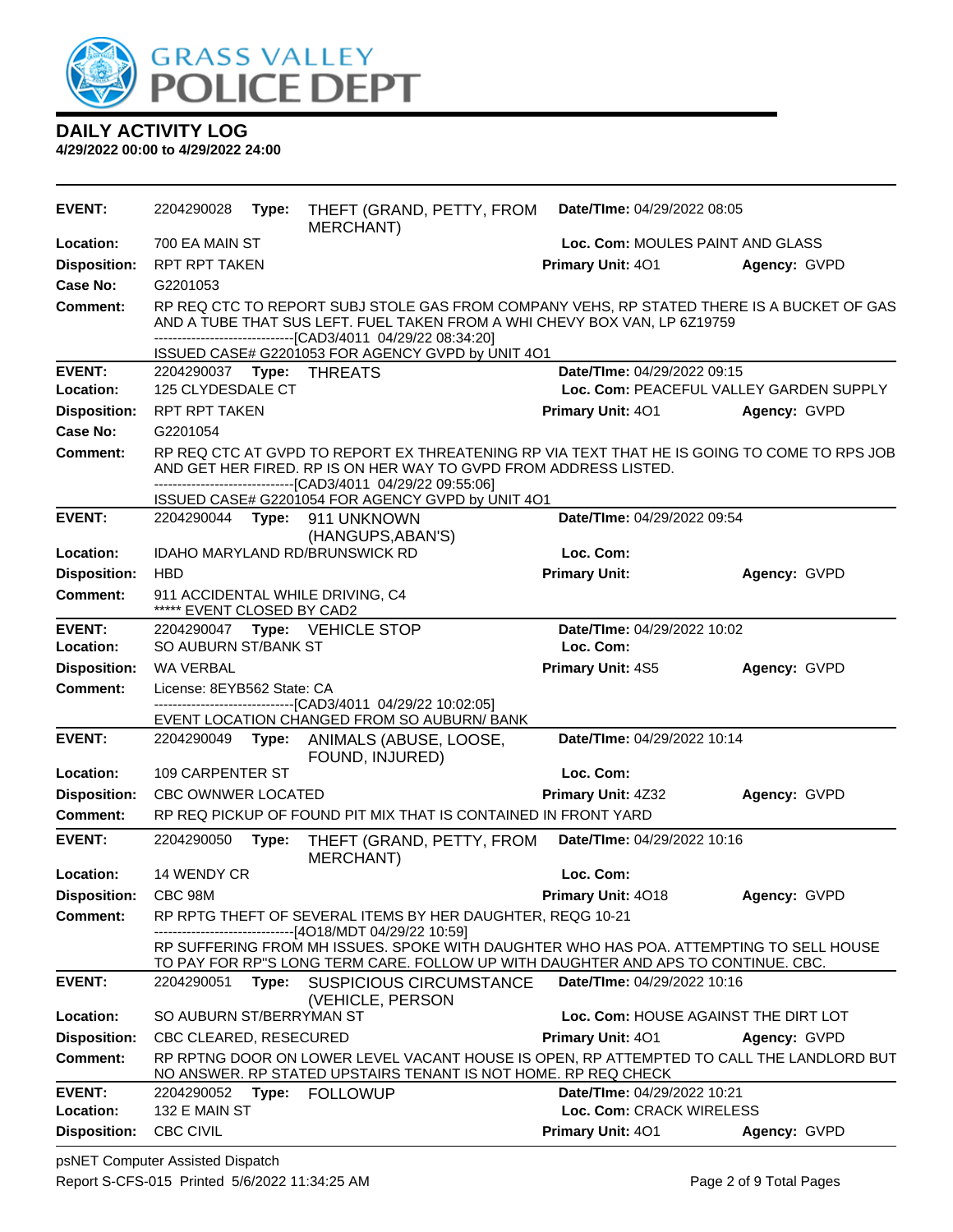# DAILY ACTIVITY LOG

**4/29/2022 00:00 to 4/29/2022 24:00**

**EVENT:** 2204290028 **Type:** THEFT (GRAND, PETTY, FROM MERCHANT) **Date/TIme:** 04/29/2022 08:05
**Location:** 700 EA MAIN ST **Loc. Com:** MOULES PAINT AND GLASS
**Disposition:** RPT RPT TAKEN **Primary Unit:** 4O1 **Agency:** GVPD
**Case No:** G2201053
**Comment:** RP REQ CTC TO REPORT SUBJ STOLE GAS FROM COMPANY VEHS, RP STATED THERE IS A BUCKET OF GAS AND A TUBE THAT SUS LEFT. FUEL TAKEN FROM A WHI CHEVY BOX VAN, LP 6Z19759
------------------------------[CAD3/4011 04/29/22 08:34:20]
ISSUED CASE# G2201053 FOR AGENCY GVPD by UNIT 4O1

**EVENT:** 2204290037 **Type:** THREATS **Date/TIme:** 04/29/2022 09:15
**Location:** 125 CLYDESDALE CT **Loc. Com:** PEACEFUL VALLEY GARDEN SUPPLY
**Disposition:** RPT RPT TAKEN **Primary Unit:** 4O1 **Agency:** GVPD
**Case No:** G2201054
**Comment:** RP REQ CTC AT GVPD TO REPORT EX THREATENING RP VIA TEXT THAT HE IS GOING TO COME TO RPS JOB AND GET HER FIRED. RP IS ON HER WAY TO GVPD FROM ADDRESS LISTED.
------------------------------[CAD3/4011 04/29/22 09:55:06]
ISSUED CASE# G2201054 FOR AGENCY GVPD by UNIT 4O1

**EVENT:** 2204290044 **Type:** 911 UNKNOWN (HANGUPS,ABAN'S) **Date/TIme:** 04/29/2022 09:54
**Location:** IDAHO MARYLAND RD/BRUNSWICK RD **Loc. Com:**
**Disposition:** HBD **Primary Unit:** **Agency:** GVPD
**Comment:** 911 ACCIDENTAL WHILE DRIVING, C4
***** EVENT CLOSED BY CAD2

**EVENT:** 2204290047 **Type:** VEHICLE STOP **Date/TIme:** 04/29/2022 10:02
**Location:** SO AUBURN ST/BANK ST **Loc. Com:**
**Disposition:** WA VERBAL **Primary Unit:** 4S5 **Agency:** GVPD
**Comment:** License: 8EYB562 State: CA
------------------------------[CAD3/4011 04/29/22 10:02:05]
EVENT LOCATION CHANGED FROM SO AUBURN/ BANK

**EVENT:** 2204290049 **Type:** ANIMALS (ABUSE, LOOSE, FOUND, INJURED) **Date/TIme:** 04/29/2022 10:14
**Location:** 109 CARPENTER ST **Loc. Com:**
**Disposition:** CBC OWNWER LOCATED **Primary Unit:** 4Z32 **Agency:** GVPD
**Comment:** RP REQ PICKUP OF FOUND PIT MIX THAT IS CONTAINED IN FRONT YARD

**EVENT:** 2204290050 **Type:** THEFT (GRAND, PETTY, FROM MERCHANT) **Date/TIme:** 04/29/2022 10:16
**Location:** 14 WENDY CR **Loc. Com:**
**Disposition:** CBC 98M **Primary Unit:** 4O18 **Agency:** GVPD
**Comment:** RP RPTG THEFT OF SEVERAL ITEMS BY HER DAUGHTER, REQG 10-21
------------------------------[4O18/MDT 04/29/22 10:59]
RP SUFFERING FROM MH ISSUES. SPOKE WITH DAUGHTER WHO HAS POA. ATTEMPTING TO SELL HOUSE TO PAY FOR RP"S LONG TERM CARE. FOLLOW UP WITH DAUGHTER AND APS TO CONTINUE. CBC.

**EVENT:** 2204290051 **Type:** SUSPICIOUS CIRCUMSTANCE (VEHICLE, PERSON **Date/TIme:** 04/29/2022 10:16
**Location:** SO AUBURN ST/BERRYMAN ST **Loc. Com:** HOUSE AGAINST THE DIRT LOT
**Disposition:** CBC CLEARED, RESECURED **Primary Unit:** 4O1 **Agency:** GVPD
**Comment:** RP RPTNG DOOR ON LOWER LEVEL VACANT HOUSE IS OPEN, RP ATTEMPTED TO CALL THE LANDLORD BUT NO ANSWER. RP STATED UPSTAIRS TENANT IS NOT HOME. RP REQ CHECK

**EVENT:** 2204290052 **Type:** FOLLOWUP **Date/TIme:** 04/29/2022 10:21
**Location:** 132 E MAIN ST **Loc. Com:** CRACK WIRELESS
**Disposition:** CBC CIVIL **Primary Unit:** 4O1 **Agency:** GVPD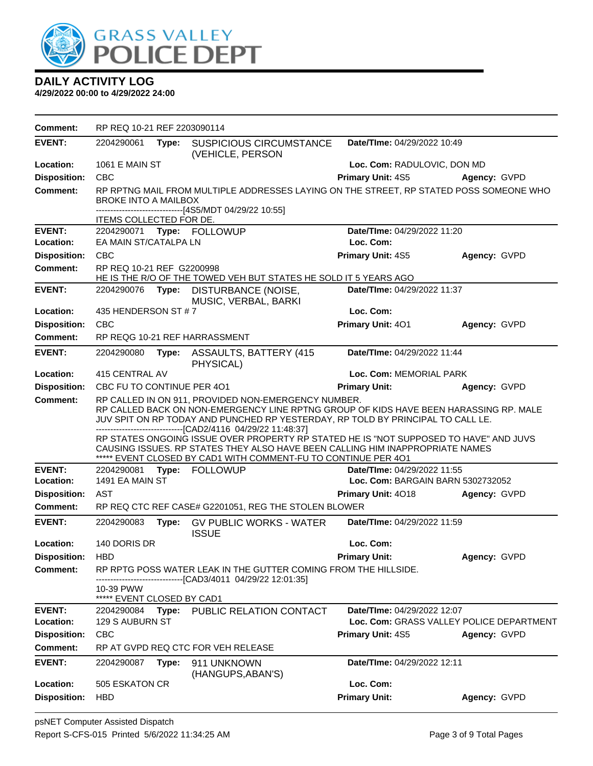# DAILY ACTIVITY LOG

**4/29/2022 00:00 to 4/29/2022 24:00**

**Comment:** RP REQ 10-21 REF 2203090114

---

**EVENT:** 2204290061 **Type:** SUSPICIOUS CIRCUMSTANCE (VEHICLE, PERSON **Date/TIme:** 04/29/2022 10:49
**Location:** 1061 E MAIN ST **Loc. Com:** RADULOVIC, DON MD
**Disposition:** CBC **Primary Unit:** 4S5 **Agency:** GVPD
**Comment:** RP RPTNG MAIL FROM MULTIPLE ADDRESSES LAYING ON THE STREET, RP STATED POSS SOMEONE WHO BROKE INTO A MAILBOX
------------------------------[4S5/MDT 04/29/22 10:55]
ITEMS COLLECTED FOR DE.

---

**EVENT:** 2204290071 **Type:** FOLLOWUP **Date/TIme:** 04/29/2022 11:20
**Location:** EA MAIN ST/CATALPA LN **Loc. Com:**
**Disposition:** CBC **Primary Unit:** 4S5 **Agency:** GVPD
**Comment:** RP REQ 10-21 REF G2200998
HE IS THE R/O OF THE TOWED VEH BUT STATES HE SOLD IT 5 YEARS AGO

---

**EVENT:** 2204290076 **Type:** DISTURBANCE (NOISE, MUSIC, VERBAL, BARKI **Date/TIme:** 04/29/2022 11:37
**Location:** 435 HENDERSON ST # 7 **Loc. Com:**
**Disposition:** CBC **Primary Unit:** 4O1 **Agency:** GVPD
**Comment:** RP REQG 10-21 REF HARRASSMENT

---

**EVENT:** 2204290080 **Type:** ASSAULTS, BATTERY (415 PHYSICAL) **Date/TIme:** 04/29/2022 11:44
**Location:** 415 CENTRAL AV **Loc. Com:** MEMORIAL PARK
**Disposition:** CBC FU TO CONTINUE PER 4O1 **Primary Unit:** **Agency:** GVPD
**Comment:** RP CALLED IN ON 911, PROVIDED NON-EMERGENCY NUMBER.
RP CALLED BACK ON NON-EMERGENCY LINE RPTNG GROUP OF KIDS HAVE BEEN HARASSING RP. MALE JUV SPIT ON RP TODAY AND PUNCHED RP YESTERDAY, RP TOLD BY PRINCIPAL TO CALL LE.
------------------------------[CAD2/4116 04/29/22 11:48:37]
RP STATES ONGOING ISSUE OVER PROPERTY RP STATED HE IS "NOT SUPPOSED TO HAVE" AND JUVS CAUSING ISSUES. RP STATES THEY ALSO HAVE BEEN CALLING HIM INAPPROPRIATE NAMES
***** EVENT CLOSED BY CAD1 WITH COMMENT-FU TO CONTINUE PER 4O1

---

**EVENT:** 2204290081 **Type:** FOLLOWUP **Date/TIme:** 04/29/2022 11:55
**Location:** 1491 EA MAIN ST **Loc. Com:** BARGAIN BARN 5302732052
**Disposition:** AST **Primary Unit:** 4O18 **Agency:** GVPD
**Comment:** RP REQ CTC REF CASE# G2201051, REG THE STOLEN BLOWER

---

**EVENT:** 2204290083 **Type:** GV PUBLIC WORKS - WATER ISSUE **Date/TIme:** 04/29/2022 11:59
**Location:** 140 DORIS DR **Loc. Com:**
**Disposition:** HBD **Primary Unit:** **Agency:** GVPD
**Comment:** RP RPTG POSS WATER LEAK IN THE GUTTER COMING FROM THE HILLSIDE.
------------------------------[CAD3/4011 04/29/22 12:01:35]
10-39 PWW
***** EVENT CLOSED BY CAD1

---

**EVENT:** 2204290084 **Type:** PUBLIC RELATION CONTACT **Date/TIme:** 04/29/2022 12:07
**Location:** 129 S AUBURN ST **Loc. Com:** GRASS VALLEY POLICE DEPARTMENT
**Disposition:** CBC **Primary Unit:** 4S5 **Agency:** GVPD
**Comment:** RP AT GVPD REQ CTC FOR VEH RELEASE

---

**EVENT:** 2204290087 **Type:** 911 UNKNOWN (HANGUPS,ABAN'S) **Date/TIme:** 04/29/2022 12:11
**Location:** 505 ESKATON CR **Loc. Com:**
**Disposition:** HBD **Primary Unit:** **Agency:** GVPD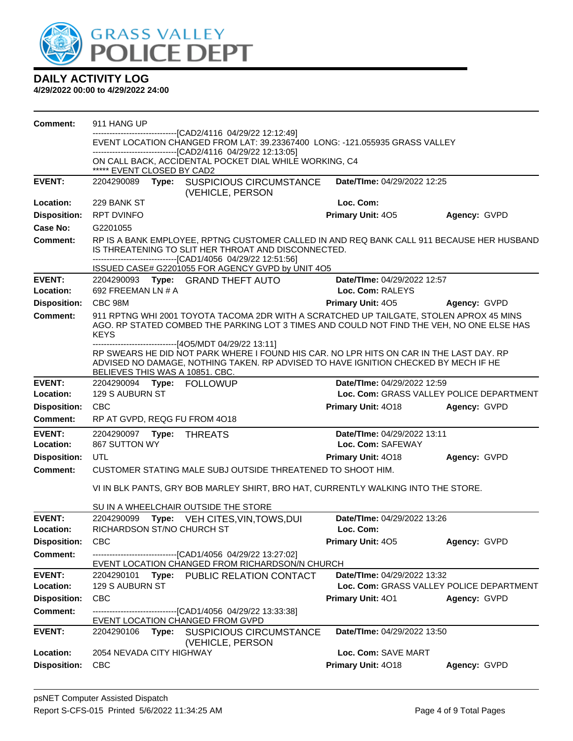# DAILY ACTIVITY LOG

**4/29/2022 00:00 to 4/29/2022 24:00**

**Comment:** 911 HANG UP
------------------------------[CAD2/4116 04/29/22 12:12:49]
EVENT LOCATION CHANGED FROM LAT: 39.23367400 LONG: -121.055935 GRASS VALLEY
------------------------------[CAD2/4116 04/29/22 12:13:05]
ON CALL BACK, ACCIDENTAL POCKET DIAL WHILE WORKING, C4
***** EVENT CLOSED BY CAD2

---

**EVENT:** 2204290089 **Type:** SUSPICIOUS CIRCUMSTANCE (VEHICLE, PERSON) **Date/TIme:** 04/29/2022 12:25
**Location:** 229 BANK ST **Loc. Com:**
**Disposition:** RPT DVINFO **Primary Unit:** 4O5 **Agency:** GVPD
**Case No:** G2201055
**Comment:** RP IS A BANK EMPLOYEE, RPTNG CUSTOMER CALLED IN AND REQ BANK CALL 911 BECAUSE HER HUSBAND IS THREATENING TO SLIT HER THROAT AND DISCONNECTED.
------------------------------[CAD1/4056 04/29/22 12:51:56]
ISSUED CASE# G2201055 FOR AGENCY GVPD by UNIT 4O5

---

**EVENT:** 2204290093 **Type:** GRAND THEFT AUTO **Date/TIme:** 04/29/2022 12:57
**Location:** 692 FREEMAN LN # A **Loc. Com:** RALEYS
**Disposition:** CBC 98M **Primary Unit:** 4O5 **Agency:** GVPD
**Comment:** 911 RPTNG WHI 2001 TOYOTA TACOMA 2DR WITH A SCRATCHED UP TAILGATE, STOLEN APROX 45 MINS AGO. RP STATED COMBED THE PARKING LOT 3 TIMES AND COULD NOT FIND THE VEH, NO ONE ELSE HAS KEYS
------------------------------[4O5/MDT 04/29/22 13:11]
RP SWEARS HE DID NOT PARK WHERE I FOUND HIS CAR. NO LPR HITS ON CAR IN THE LAST DAY. RP ADVISED NO DAMAGE, NOTHING TAKEN. RP ADVISED TO HAVE IGNITION CHECKED BY MECH IF HE BELIEVES THIS WAS A 10851. CBC.

---

**EVENT:** 2204290094 **Type:** FOLLOWUP **Date/TIme:** 04/29/2022 12:59
**Location:** 129 S AUBURN ST **Loc. Com:** GRASS VALLEY POLICE DEPARTMENT
**Disposition:** CBC **Primary Unit:** 4O18 **Agency:** GVPD
**Comment:** RP AT GVPD, REQG FU FROM 4O18

---

**EVENT:** 2204290097 **Type:** THREATS **Date/TIme:** 04/29/2022 13:11
**Location:** 867 SUTTON WY **Loc. Com:** SAFEWAY
**Disposition:** UTL **Primary Unit:** 4O18 **Agency:** GVPD
**Comment:** CUSTOMER STATING MALE SUBJ OUTSIDE THREATENED TO SHOOT HIM.

VI IN BLK PANTS, GRY BOB MARLEY SHIRT, BRO HAT, CURRENTLY WALKING INTO THE STORE.

SU IN A WHEELCHAIR OUTSIDE THE STORE

---

**EVENT:** 2204290099 **Type:** VEH CITES,VIN,TOWS,DUI **Date/TIme:** 04/29/2022 13:26
**Location:** RICHARDSON ST/NO CHURCH ST **Loc. Com:**
**Disposition:** CBC **Primary Unit:** 4O5 **Agency:** GVPD
**Comment:** ------------------------------[CAD1/4056 04/29/22 13:27:02]
EVENT LOCATION CHANGED FROM RICHARDSON/N CHURCH

---

**EVENT:** 2204290101 **Type:** PUBLIC RELATION CONTACT **Date/TIme:** 04/29/2022 13:32
**Location:** 129 S AUBURN ST **Loc. Com:** GRASS VALLEY POLICE DEPARTMENT
**Disposition:** CBC **Primary Unit:** 4O1 **Agency:** GVPD
**Comment:** ------------------------------[CAD1/4056 04/29/22 13:33:38]
EVENT LOCATION CHANGED FROM GVPD

---

**EVENT:** 2204290106 **Type:** SUSPICIOUS CIRCUMSTANCE (VEHICLE, PERSON) **Date/TIme:** 04/29/2022 13:50
**Location:** 2054 NEVADA CITY HIGHWAY **Loc. Com:** SAVE MART
**Disposition:** CBC **Primary Unit:** 4O18 **Agency:** GVPD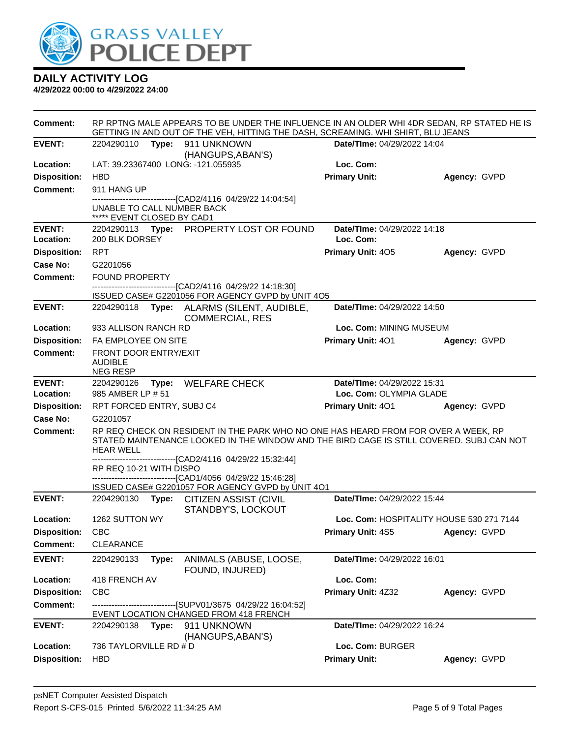# DAILY ACTIVITY LOG

**4/29/2022 00:00 to 4/29/2022 24:00**

**Comment:** RP RPTNG MALE APPEARS TO BE UNDER THE INFLUENCE IN AN OLDER WHI 4DR SEDAN, RP STATED HE IS GETTING IN AND OUT OF THE VEH, HITTING THE DASH, SCREAMING. WHI SHIRT, BLU JEANS

---

**EVENT:** 2204290110 **Type:** 911 UNKNOWN (HANGUPS,ABAN'S) **Date/TIme:** 04/29/2022 14:04
**Location:** LAT: 39.23367400 LONG: -121.055935 **Loc. Com:**
**Disposition:** HBD **Primary Unit:** **Agency:** GVPD
**Comment:** 911 HANG UP
------------------------------[CAD2/4116 04/29/22 14:04:54]
UNABLE TO CALL NUMBER BACK
***** EVENT CLOSED BY CAD1

---

**EVENT:** 2204290113 **Type:** PROPERTY LOST OR FOUND **Date/TIme:** 04/29/2022 14:18
**Location:** 200 BLK DORSEY **Loc. Com:**
**Disposition:** RPT **Primary Unit:** 4O5 **Agency:** GVPD
**Case No:** G2201056
**Comment:** FOUND PROPERTY
------------------------------[CAD2/4116 04/29/22 14:18:30]
ISSUED CASE# G2201056 FOR AGENCY GVPD by UNIT 4O5

---

**EVENT:** 2204290118 **Type:** ALARMS (SILENT, AUDIBLE, COMMERCIAL, RES **Date/TIme:** 04/29/2022 14:50
**Location:** 933 ALLISON RANCH RD **Loc. Com:** MINING MUSEUM
**Disposition:** FA EMPLOYEE ON SITE **Primary Unit:** 4O1 **Agency:** GVPD
**Comment:** FRONT DOOR ENTRY/EXIT
AUDIBLE
NEG RESP

---

**EVENT:** 2204290126 **Type:** WELFARE CHECK **Date/TIme:** 04/29/2022 15:31
**Location:** 985 AMBER LP # 51 **Loc. Com:** OLYMPIA GLADE
**Disposition:** RPT FORCED ENTRY, SUBJ C4 **Primary Unit:** 4O1 **Agency:** GVPD
**Case No:** G2201057
**Comment:** RP REQ CHECK ON RESIDENT IN THE PARK WHO NO ONE HAS HEARD FROM FOR OVER A WEEK, RP STATED MAINTENANCE LOOKED IN THE WINDOW AND THE BIRD CAGE IS STILL COVERED. SUBJ CAN NOT HEAR WELL
------------------------------[CAD2/4116 04/29/22 15:32:44]
RP REQ 10-21 WITH DISPO
------------------------------[CAD1/4056 04/29/22 15:46:28]
ISSUED CASE# G2201057 FOR AGENCY GVPD by UNIT 4O1

---

**EVENT:** 2204290130 **Type:** CITIZEN ASSIST (CIVIL STANDBY'S, LOCKOUT **Date/TIme:** 04/29/2022 15:44
**Location:** 1262 SUTTON WY **Loc. Com:** HOSPITALITY HOUSE 530 271 7144
**Disposition:** CBC **Primary Unit:** 4S5 **Agency:** GVPD
**Comment:** CLEARANCE

---

**EVENT:** 2204290133 **Type:** ANIMALS (ABUSE, LOOSE, FOUND, INJURED) **Date/TIme:** 04/29/2022 16:01
**Location:** 418 FRENCH AV **Loc. Com:**
**Disposition:** CBC **Primary Unit:** 4Z32 **Agency:** GVPD
**Comment:** ------------------------------[SUPV01/3675 04/29/22 16:04:52]
EVENT LOCATION CHANGED FROM 418 FRENCH

---

**EVENT:** 2204290138 **Type:** 911 UNKNOWN (HANGUPS,ABAN'S) **Date/TIme:** 04/29/2022 16:24
**Location:** 736 TAYLORVILLE RD # D **Loc. Com:** BURGER
**Disposition:** HBD **Primary Unit:** **Agency:** GVPD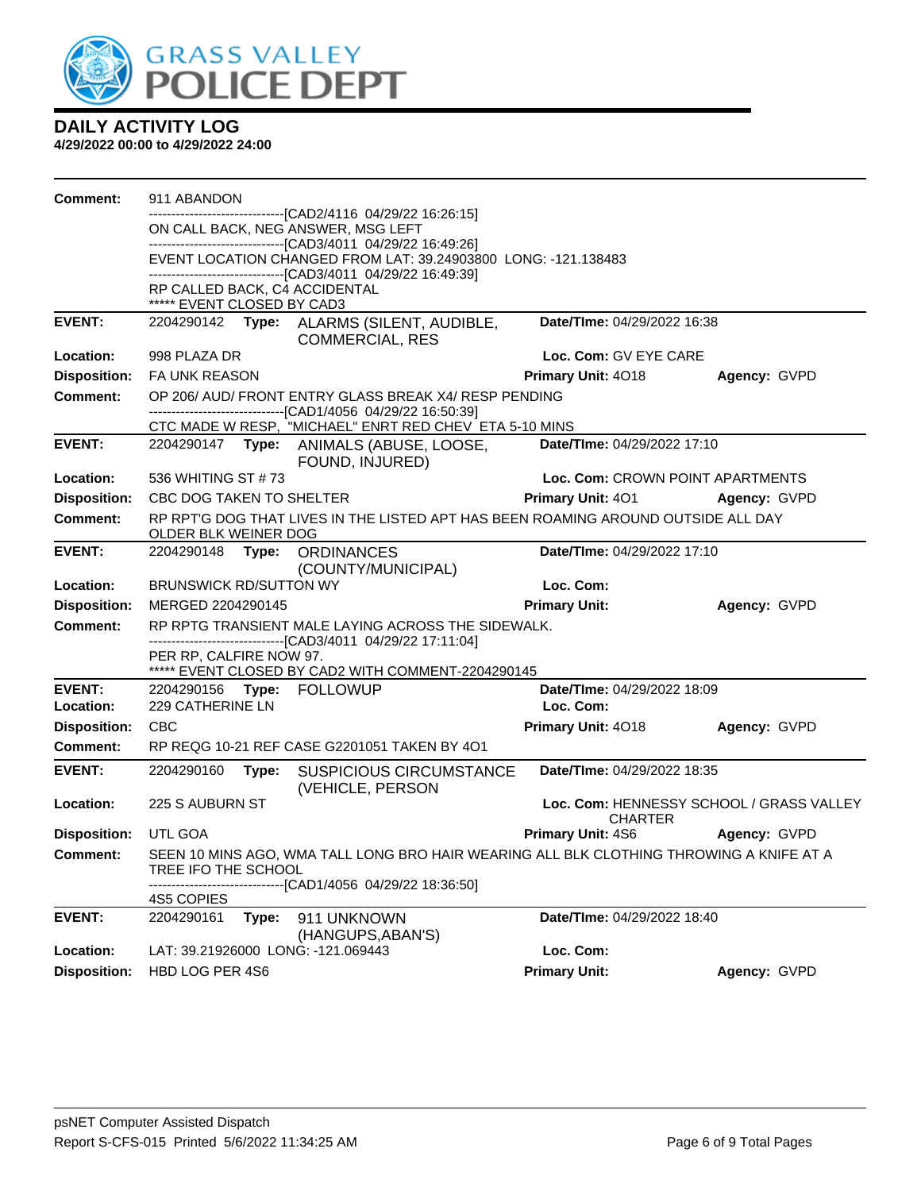## DAILY ACTIVITY LOG

**4/29/2022 00:00 to 4/29/2022 24:00**

**Comment:** 911 ABANDON
------------------------------[CAD2/4116 04/29/22 16:26:15]
ON CALL BACK, NEG ANSWER, MSG LEFT
------------------------------[CAD3/4011 04/29/22 16:49:26]
EVENT LOCATION CHANGED FROM LAT: 39.24903800 LONG: -121.138483
------------------------------[CAD3/4011 04/29/22 16:49:39]
RP CALLED BACK, C4 ACCIDENTAL
***** EVENT CLOSED BY CAD3

---

**EVENT:** 2204290142 **Type:** ALARMS (SILENT, AUDIBLE, COMMERCIAL, RES | **Date/TIme:** 04/29/2022 16:38
**Location:** 998 PLAZA DR | **Loc. Com:** GV EYE CARE
**Disposition:** FA UNK REASON | **Primary Unit:** 4O18 | **Agency:** GVPD
**Comment:** OP 206/ AUD/ FRONT ENTRY GLASS BREAK X4/ RESP PENDING
------------------------------[CAD1/4056 04/29/22 16:50:39]
CTC MADE W RESP, "MICHAEL" ENRT RED CHEV ETA 5-10 MINS

---

**EVENT:** 2204290147 **Type:** ANIMALS (ABUSE, LOOSE, FOUND, INJURED) | **Date/TIme:** 04/29/2022 17:10
**Location:** 536 WHITING ST # 73 | **Loc. Com:** CROWN POINT APARTMENTS
**Disposition:** CBC DOG TAKEN TO SHELTER | **Primary Unit:** 4O1 | **Agency:** GVPD
**Comment:** RP RPT'G DOG THAT LIVES IN THE LISTED APT HAS BEEN ROAMING AROUND OUTSIDE ALL DAY OLDER BLK WEINER DOG

---

**EVENT:** 2204290148 **Type:** ORDINANCES (COUNTY/MUNICIPAL) | **Date/TIme:** 04/29/2022 17:10
**Location:** BRUNSWICK RD/SUTTON WY | **Loc. Com:**
**Disposition:** MERGED 2204290145 | **Primary Unit:** | **Agency:** GVPD
**Comment:** RP RPTG TRANSIENT MALE LAYING ACROSS THE SIDEWALK.
------------------------------[CAD3/4011 04/29/22 17:11:04]
PER RP, CALFIRE NOW 97.
***** EVENT CLOSED BY CAD2 WITH COMMENT-2204290145

---

**EVENT:** 2204290156 **Type:** FOLLOWUP | **Date/TIme:** 04/29/2022 18:09
**Location:** 229 CATHERINE LN | **Loc. Com:**
**Disposition:** CBC | **Primary Unit:** 4O18 | **Agency:** GVPD
**Comment:** RP REQG 10-21 REF CASE G2201051 TAKEN BY 4O1

---

**EVENT:** 2204290160 **Type:** SUSPICIOUS CIRCUMSTANCE (VEHICLE, PERSON | **Date/TIme:** 04/29/2022 18:35
**Location:** 225 S AUBURN ST | **Loc. Com:** HENNESSY SCHOOL / GRASS VALLEY CHARTER
**Disposition:** UTL GOA | **Primary Unit:** 4S6 | **Agency:** GVPD
**Comment:** SEEN 10 MINS AGO, WMA TALL LONG BRO HAIR WEARING ALL BLK CLOTHING THROWING A KNIFE AT A TREE IFO THE SCHOOL
------------------------------[CAD1/4056 04/29/22 18:36:50]
4S5 COPIES

---

**EVENT:** 2204290161 **Type:** 911 UNKNOWN (HANGUPS,ABAN'S) | **Date/TIme:** 04/29/2022 18:40
**Location:** LAT: 39.21926000 LONG: -121.069443 | **Loc. Com:**
**Disposition:** HBD LOG PER 4S6 | **Primary Unit:** | **Agency:** GVPD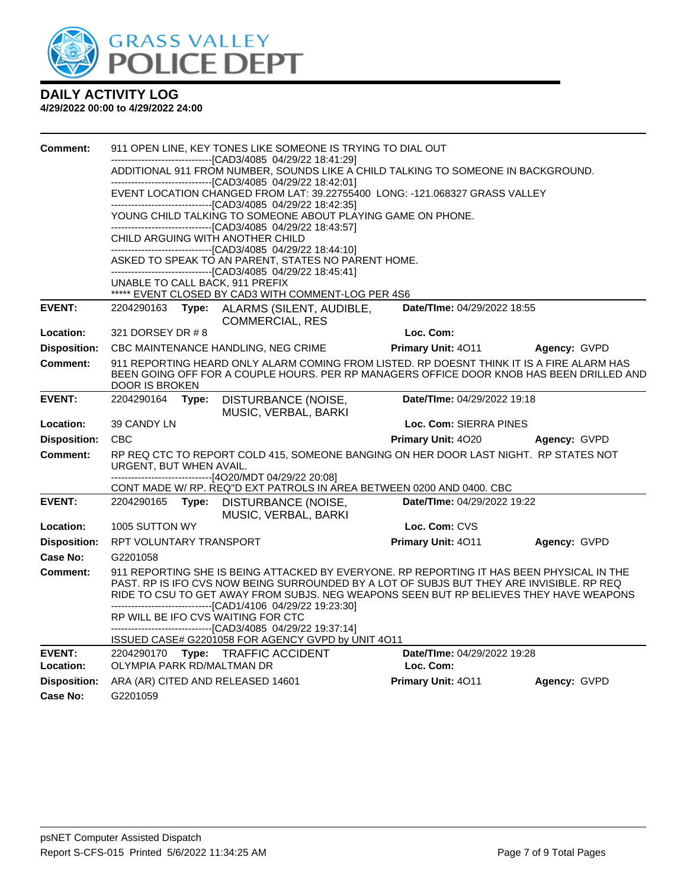**DAILY ACTIVITY LOG**
**4/29/2022 00:00 to 4/29/2022 24:00**

**Comment:** 911 OPEN LINE, KEY TONES LIKE SOMEONE IS TRYING TO DIAL OUT
------------------------------[CAD3/4085 04/29/22 18:41:29]
ADDITIONAL 911 FROM NUMBER, SOUNDS LIKE A CHILD TALKING TO SOMEONE IN BACKGROUND.
------------------------------[CAD3/4085 04/29/22 18:42:01]
EVENT LOCATION CHANGED FROM LAT: 39.22755400 LONG: -121.068327 GRASS VALLEY
------------------------------[CAD3/4085 04/29/22 18:42:35]
YOUNG CHILD TALKING TO SOMEONE ABOUT PLAYING GAME ON PHONE.
------------------------------[CAD3/4085 04/29/22 18:43:57]
CHILD ARGUING WITH ANOTHER CHILD
------------------------------[CAD3/4085 04/29/22 18:44:10]
ASKED TO SPEAK TO AN PARENT, STATES NO PARENT HOME.
------------------------------[CAD3/4085 04/29/22 18:45:41]
UNABLE TO CALL BACK, 911 PREFIX
***** EVENT CLOSED BY CAD3 WITH COMMENT-LOG PER 4S6

---

**EVENT:** 2204290163 **Type:** ALARMS (SILENT, AUDIBLE, COMMERCIAL, RES **Date/TIme:** 04/29/2022 18:55
**Location:** 321 DORSEY DR # 8 **Loc. Com:**
**Disposition:** CBC MAINTENANCE HANDLING, NEG CRIME **Primary Unit:** 4O11 **Agency:** GVPD
**Comment:** 911 REPORTING HEARD ONLY ALARM COMING FROM LISTED. RP DOESNT THINK IT IS A FIRE ALARM HAS BEEN GOING OFF FOR A COUPLE HOURS. PER RP MANAGERS OFFICE DOOR KNOB HAS BEEN DRILLED AND DOOR IS BROKEN

---

**EVENT:** 2204290164 **Type:** DISTURBANCE (NOISE, MUSIC, VERBAL, BARKI **Date/TIme:** 04/29/2022 19:18
**Location:** 39 CANDY LN **Loc. Com:** SIERRA PINES
**Disposition:** CBC **Primary Unit:** 4O20 **Agency:** GVPD
**Comment:** RP REQ CTC TO REPORT COLD 415, SOMEONE BANGING ON HER DOOR LAST NIGHT. RP STATES NOT URGENT, BUT WHEN AVAIL.
------------------------------[4O20/MDT 04/29/22 20:08]
CONT MADE W/ RP. REQ"D EXT PATROLS IN AREA BETWEEN 0200 AND 0400. CBC

---

**EVENT:** 2204290165 **Type:** DISTURBANCE (NOISE, MUSIC, VERBAL, BARKI **Date/TIme:** 04/29/2022 19:22
**Location:** 1005 SUTTON WY **Loc. Com:** CVS
**Disposition:** RPT VOLUNTARY TRANSPORT **Primary Unit:** 4O11 **Agency:** GVPD
**Case No:** G2201058
**Comment:** 911 REPORTING SHE IS BEING ATTACKED BY EVERYONE. RP REPORTING IT HAS BEEN PHYSICAL IN THE PAST. RP IS IFO CVS NOW BEING SURROUNDED BY A LOT OF SUBJS BUT THEY ARE INVISIBLE. RP REQ RIDE TO CSU TO GET AWAY FROM SUBJS. NEG WEAPONS SEEN BUT RP BELIEVES THEY HAVE WEAPONS
------------------------------[CAD1/4106 04/29/22 19:23:30]
RP WILL BE IFO CVS WAITING FOR CTC
------------------------------[CAD3/4085 04/29/22 19:37:14]
ISSUED CASE# G2201058 FOR AGENCY GVPD by UNIT 4O11

---

**EVENT:** 2204290170 **Type:** TRAFFIC ACCIDENT **Date/TIme:** 04/29/2022 19:28
**Location:** OLYMPIA PARK RD/MALTMAN DR **Loc. Com:**
**Disposition:** ARA (AR) CITED AND RELEASED 14601 **Primary Unit:** 4O11 **Agency:** GVPD
**Case No:** G2201059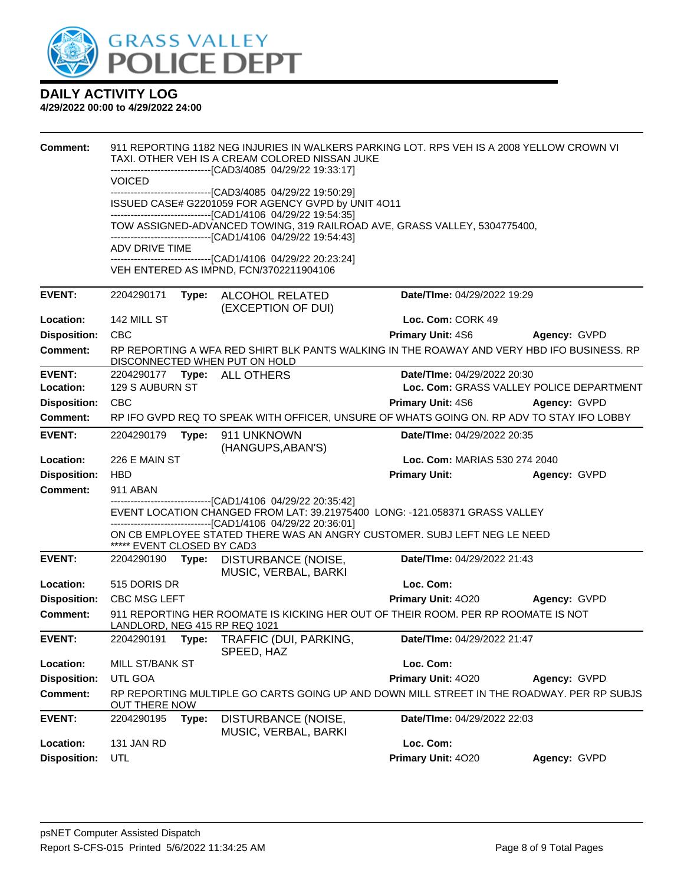# GRASS VALLEY POLICE DEPT

## DAILY ACTIVITY LOG

**4/29/2022 00:00 to 4/29/2022 24:00**

**Comment:** 911 REPORTING 1182 NEG INJURIES IN WALKERS PARKING LOT. RPS VEH IS A 2008 YELLOW CROWN VI TAXI. OTHER VEH IS A CREAM COLORED NISSAN JUKE
------------------------------[CAD3/4085 04/29/22 19:33:17]
VOICED
------------------------------[CAD3/4085 04/29/22 19:50:29]
ISSUED CASE# G2201059 FOR AGENCY GVPD by UNIT 4O11
------------------------------[CAD1/4106 04/29/22 19:54:35]
TOW ASSIGNED-ADVANCED TOWING, 319 RAILROAD AVE, GRASS VALLEY, 5304775400,
------------------------------[CAD1/4106 04/29/22 19:54:43]
ADV DRIVE TIME
------------------------------[CAD1/4106 04/29/22 20:23:24]
VEH ENTERED AS IMPND, FCN/3702211904106

---

**EVENT:** 2204290171 **Type:** ALCOHOL RELATED (EXCEPTION OF DUI) **Date/TIme:** 04/29/2022 19:29
**Location:** 142 MILL ST **Loc. Com:** CORK 49
**Disposition:** CBC **Primary Unit:** 4S6 **Agency:** GVPD
**Comment:** RP REPORTING A WFA RED SHIRT BLK PANTS WALKING IN THE ROAWAY AND VERY HBD IFO BUSINESS. RP DISCONNECTED WHEN PUT ON HOLD

---

**EVENT:** 2204290177 **Type:** ALL OTHERS **Date/TIme:** 04/29/2022 20:30
**Location:** 129 S AUBURN ST **Loc. Com:** GRASS VALLEY POLICE DEPARTMENT
**Disposition:** CBC **Primary Unit:** 4S6 **Agency:** GVPD
**Comment:** RP IFO GVPD REQ TO SPEAK WITH OFFICER, UNSURE OF WHATS GOING ON. RP ADV TO STAY IFO LOBBY

---

**EVENT:** 2204290179 **Type:** 911 UNKNOWN (HANGUPS,ABAN'S) **Date/TIme:** 04/29/2022 20:35
**Location:** 226 E MAIN ST **Loc. Com:** MARIAS 530 274 2040
**Disposition:** HBD **Primary Unit:** **Agency:** GVPD
**Comment:** 911 ABAN
------------------------------[CAD1/4106 04/29/22 20:35:42]
EVENT LOCATION CHANGED FROM LAT: 39.21975400 LONG: -121.058371 GRASS VALLEY
------------------------------[CAD1/4106 04/29/22 20:36:01]
ON CB EMPLOYEE STATED THERE WAS AN ANGRY CUSTOMER. SUBJ LEFT NEG LE NEED
***** EVENT CLOSED BY CAD3

---

**EVENT:** 2204290190 **Type:** DISTURBANCE (NOISE, MUSIC, VERBAL, BARKI **Date/TIme:** 04/29/2022 21:43
**Location:** 515 DORIS DR **Loc. Com:**
**Disposition:** CBC MSG LEFT **Primary Unit:** 4O20 **Agency:** GVPD
**Comment:** 911 REPORTING HER ROOMATE IS KICKING HER OUT OF THEIR ROOM. PER RP ROOMATE IS NOT LANDLORD, NEG 415 RP REQ 1021

---

**EVENT:** 2204290191 **Type:** TRAFFIC (DUI, PARKING, SPEED, HAZ **Date/TIme:** 04/29/2022 21:47
**Location:** MILL ST/BANK ST **Loc. Com:**
**Disposition:** UTL GOA **Primary Unit:** 4O20 **Agency:** GVPD
**Comment:** RP REPORTING MULTIPLE GO CARTS GOING UP AND DOWN MILL STREET IN THE ROADWAY. PER RP SUBJS OUT THERE NOW

---

**EVENT:** 2204290195 **Type:** DISTURBANCE (NOISE, MUSIC, VERBAL, BARKI **Date/TIme:** 04/29/2022 22:03
**Location:** 131 JAN RD **Loc. Com:**
**Disposition:** UTL **Primary Unit:** 4O20 **Agency:** GVPD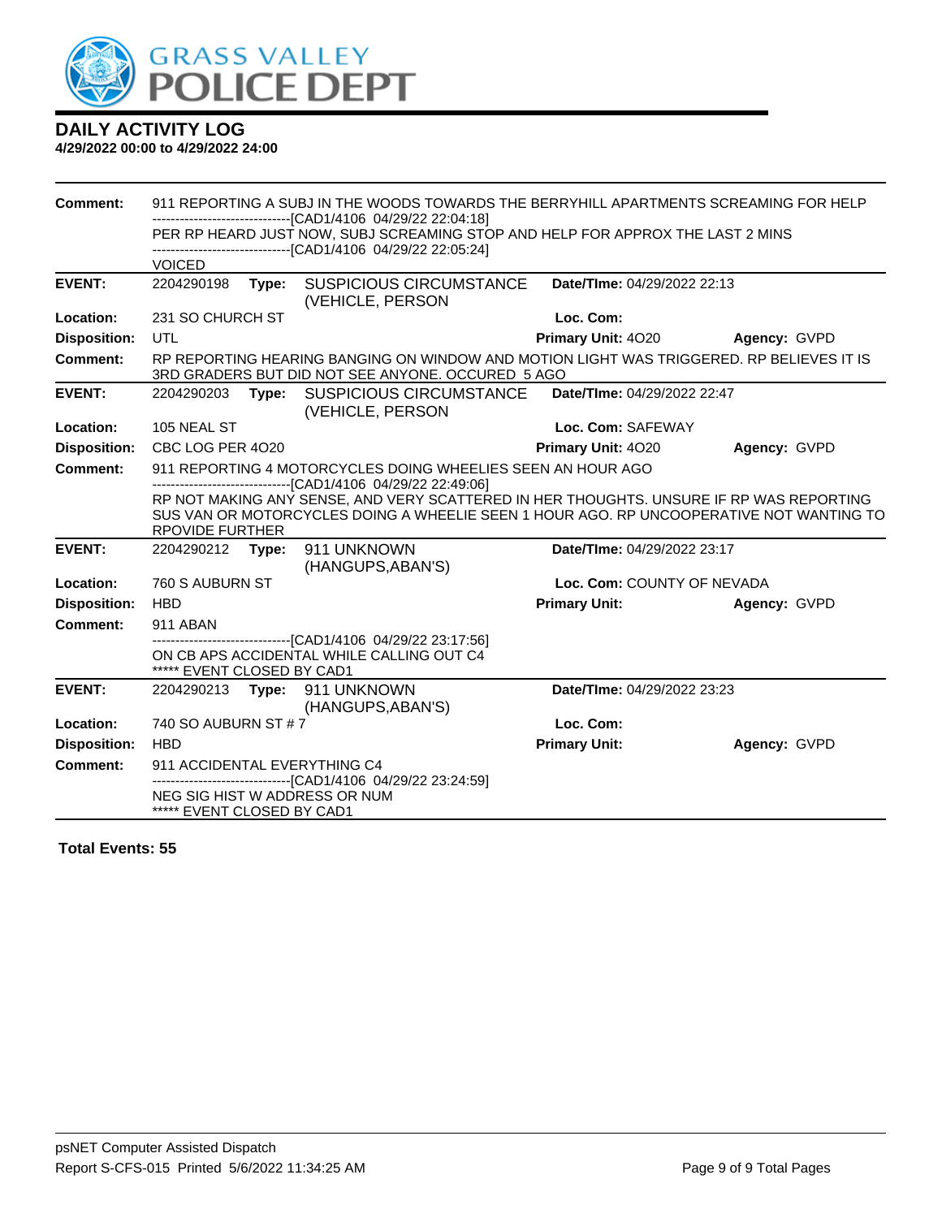# DAILY ACTIVITY LOG

**4/29/2022 00:00 to 4/29/2022 24:00**

| | | | | |
|---|---|---|---|---|
| **Comment:** | 911 REPORTING A SUBJ IN THE WOODS TOWARDS THE BERRYHILL APARTMENTS SCREAMING FOR HELP<br>------------------------------[CAD1/4106 04/29/22 22:04:18]<br>PER RP HEARD JUST NOW, SUBJ SCREAMING STOP AND HELP FOR APPROX THE LAST 2 MINS<br>------------------------------[CAD1/4106 04/29/22 22:05:24]<br>VOICED | | | |
| **EVENT:** | 2204290198 **Type:** SUSPICIOUS CIRCUMSTANCE (VEHICLE, PERSON | | **Date/TIme:** 04/29/2022 22:13 | |
| **Location:** | 231 SO CHURCH ST | | **Loc. Com:** | |
| **Disposition:** | UTL | | **Primary Unit:** 4O20 | **Agency:** GVPD |
| **Comment:** | RP REPORTING HEARING BANGING ON WINDOW AND MOTION LIGHT WAS TRIGGERED. RP BELIEVES IT IS 3RD GRADERS BUT DID NOT SEE ANYONE. OCCURED 5 AGO | | | |
| **EVENT:** | 2204290203 **Type:** SUSPICIOUS CIRCUMSTANCE (VEHICLE, PERSON | | **Date/TIme:** 04/29/2022 22:47 | |
| **Location:** | 105 NEAL ST | | **Loc. Com:** SAFEWAY | |
| **Disposition:** | CBC LOG PER 4O20 | | **Primary Unit:** 4O20 | **Agency:** GVPD |
| **Comment:** | 911 REPORTING 4 MOTORCYCLES DOING WHEELIES SEEN AN HOUR AGO<br>------------------------------[CAD1/4106 04/29/22 22:49:06]<br>RP NOT MAKING ANY SENSE, AND VERY SCATTERED IN HER THOUGHTS. UNSURE IF RP WAS REPORTING SUS VAN OR MOTORCYCLES DOING A WHEELIE SEEN 1 HOUR AGO. RP UNCOOPERATIVE NOT WANTING TO RPOVIDE FURTHER | | | |
| **EVENT:** | 2204290212 **Type:** 911 UNKNOWN (HANGUPS,ABAN'S) | | **Date/TIme:** 04/29/2022 23:17 | |
| **Location:** | 760 S AUBURN ST | | **Loc. Com:** COUNTY OF NEVADA | |
| **Disposition:** | HBD | | **Primary Unit:** | **Agency:** GVPD |
| **Comment:** | 911 ABAN<br>------------------------------[CAD1/4106 04/29/22 23:17:56]<br>ON CB APS ACCIDENTAL WHILE CALLING OUT C4<br>***** EVENT CLOSED BY CAD1 | | | |
| **EVENT:** | 2204290213 **Type:** 911 UNKNOWN (HANGUPS,ABAN'S) | | **Date/TIme:** 04/29/2022 23:23 | |
| **Location:** | 740 SO AUBURN ST # 7 | | **Loc. Com:** | |
| **Disposition:** | HBD | | **Primary Unit:** | **Agency:** GVPD |
| **Comment:** | 911 ACCIDENTAL EVERYTHING C4<br>------------------------------[CAD1/4106 04/29/22 23:24:59]<br>NEG SIG HIST W ADDRESS OR NUM<br>***** EVENT CLOSED BY CAD1 | | | |

**Total Events: 55**